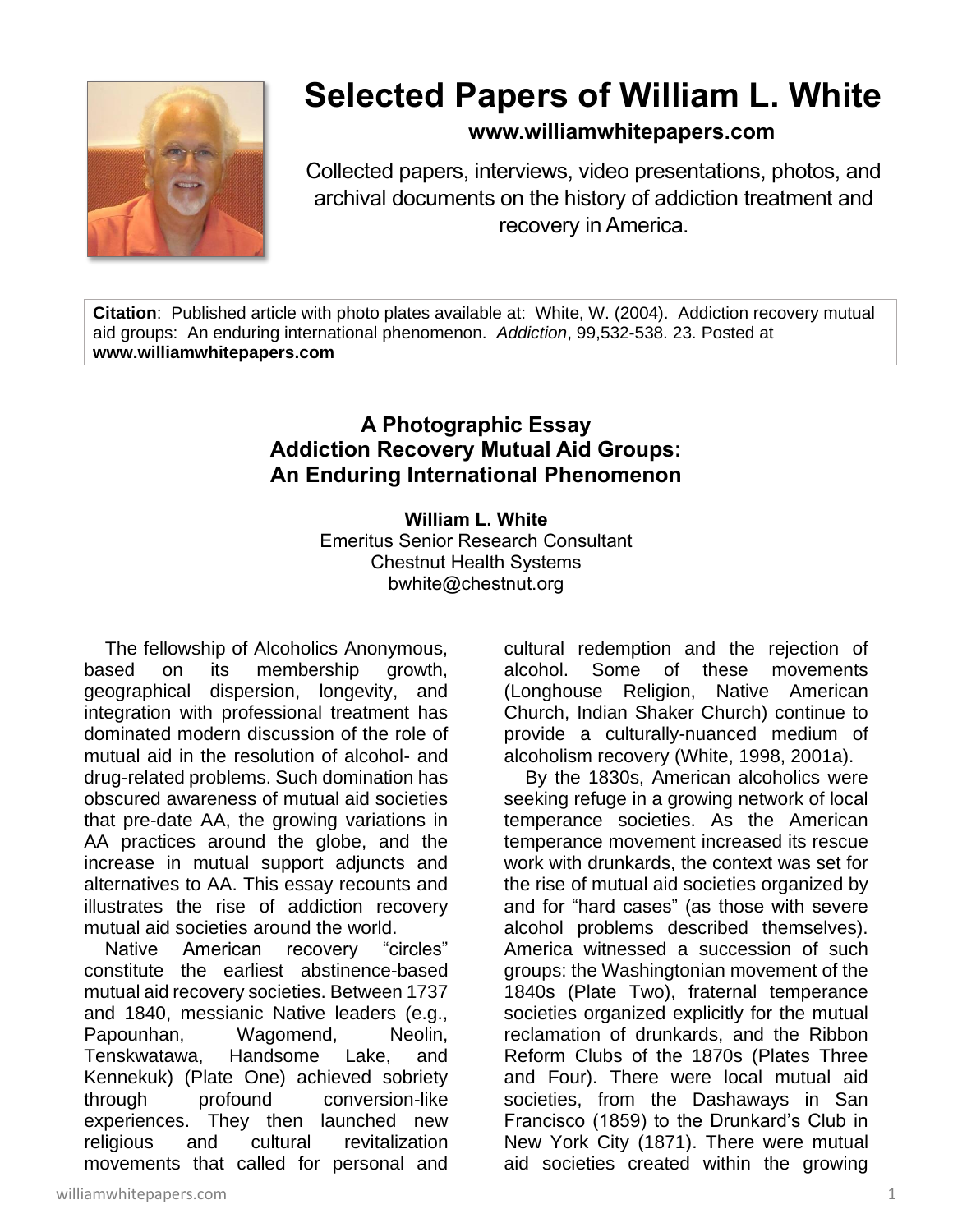# Selected Papers of William L. White

**www.williamwhitepapers.com**

Collected papers, interviews, video presentations, photos, and archival documents on the history of addiction treatment and recovery in America.

**Citation**: Published article with photo plates available at: White, W. (2004). Addiction recovery mutual aid groups: An enduring international phenomenon. *Addiction*, 99,532-538. 23. Posted at **www.williamwhitepapers.com**

## A Photographic Essay
## Addiction Recovery Mutual Aid Groups: An Enduring International Phenomenon

**William L. White**
Emeritus Senior Research Consultant
Chestnut Health Systems
bwhite@chestnut.org

The fellowship of Alcoholics Anonymous, based on its membership growth, geographical dispersion, longevity, and integration with professional treatment has dominated modern discussion of the role of mutual aid in the resolution of alcohol- and drug-related problems. Such domination has obscured awareness of mutual aid societies that pre-date AA, the growing variations in AA practices around the globe, and the increase in mutual support adjuncts and alternatives to AA. This essay recounts and illustrates the rise of addiction recovery mutual aid societies around the world.

Native American recovery "circles" constitute the earliest abstinence-based mutual aid recovery societies. Between 1737 and 1840, messianic Native leaders (e.g., Papounhan, Wagomend, Neolin, Tenskwatawa, Handsome Lake, and Kennekuk) (Plate One) achieved sobriety through profound conversion-like experiences. They then launched new religious and cultural revitalization movements that called for personal and cultural redemption and the rejection of alcohol. Some of these movements (Longhouse Religion, Native American Church, Indian Shaker Church) continue to provide a culturally-nuanced medium of alcoholism recovery (White, 1998, 2001a).

By the 1830s, American alcoholics were seeking refuge in a growing network of local temperance societies. As the American temperance movement increased its rescue work with drunkards, the context was set for the rise of mutual aid societies organized by and for "hard cases" (as those with severe alcohol problems described themselves). America witnessed a succession of such groups: the Washingtonian movement of the 1840s (Plate Two), fraternal temperance societies organized explicitly for the mutual reclamation of drunkards, and the Ribbon Reform Clubs of the 1870s (Plates Three and Four). There were local mutual aid societies, from the Dashaways in San Francisco (1859) to the Drunkard's Club in New York City (1871). There were mutual aid societies created within the growing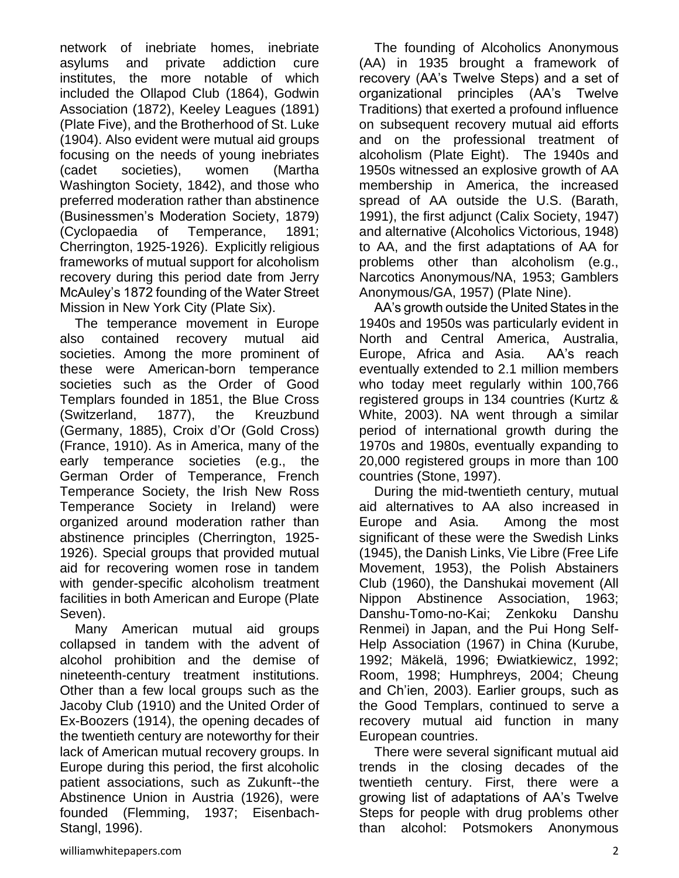network of inebriate homes, inebriate asylums and private addiction cure institutes, the more notable of which included the Ollapod Club (1864), Godwin Association (1872), Keeley Leagues (1891) (Plate Five), and the Brotherhood of St. Luke (1904). Also evident were mutual aid groups focusing on the needs of young inebriates (cadet societies), women (Martha Washington Society, 1842), and those who preferred moderation rather than abstinence (Businessmen's Moderation Society, 1879) (Cyclopaedia of Temperance, 1891; Cherrington, 1925-1926). Explicitly religious frameworks of mutual support for alcoholism recovery during this period date from Jerry McAuley's 1872 founding of the Water Street Mission in New York City (Plate Six).

The temperance movement in Europe also contained recovery mutual aid societies. Among the more prominent of these were American-born temperance societies such as the Order of Good Templars founded in 1851, the Blue Cross (Switzerland, 1877), the Kreuzbund (Germany, 1885), Croix d'Or (Gold Cross) (France, 1910). As in America, many of the early temperance societies (e.g., the German Order of Temperance, French Temperance Society, the Irish New Ross Temperance Society in Ireland) were organized around moderation rather than abstinence principles (Cherrington, 1925-1926). Special groups that provided mutual aid for recovering women rose in tandem with gender-specific alcoholism treatment facilities in both American and Europe (Plate Seven).

Many American mutual aid groups collapsed in tandem with the advent of alcohol prohibition and the demise of nineteenth-century treatment institutions. Other than a few local groups such as the Jacoby Club (1910) and the United Order of Ex-Boozers (1914), the opening decades of the twentieth century are noteworthy for their lack of American mutual recovery groups. In Europe during this period, the first alcoholic patient associations, such as Zukunft--the Abstinence Union in Austria (1926), were founded (Flemming, 1937; Eisenbach-Stangl, 1996).

The founding of Alcoholics Anonymous (AA) in 1935 brought a framework of recovery (AA's Twelve Steps) and a set of organizational principles (AA's Twelve Traditions) that exerted a profound influence on subsequent recovery mutual aid efforts and on the professional treatment of alcoholism (Plate Eight). The 1940s and 1950s witnessed an explosive growth of AA membership in America, the increased spread of AA outside the U.S. (Barath, 1991), the first adjunct (Calix Society, 1947) and alternative (Alcoholics Victorious, 1948) to AA, and the first adaptations of AA for problems other than alcoholism (e.g., Narcotics Anonymous/NA, 1953; Gamblers Anonymous/GA, 1957) (Plate Nine).

AA's growth outside the United States in the 1940s and 1950s was particularly evident in North and Central America, Australia, Europe, Africa and Asia. AA's reach eventually extended to 2.1 million members who today meet regularly within 100,766 registered groups in 134 countries (Kurtz & White, 2003). NA went through a similar period of international growth during the 1970s and 1980s, eventually expanding to 20,000 registered groups in more than 100 countries (Stone, 1997).

During the mid-twentieth century, mutual aid alternatives to AA also increased in Europe and Asia. Among the most significant of these were the Swedish Links (1945), the Danish Links, Vie Libre (Free Life Movement, 1953), the Polish Abstainers Club (1960), the Danshukai movement (All Nippon Abstinence Association, 1963; Danshu-Tomo-no-Kai; Zenkoku Danshu Renmei) in Japan, and the Pui Hong Self-Help Association (1967) in China (Kurube, 1992; Mäkelä, 1996; Đwiatkiewicz, 1992; Room, 1998; Humphreys, 2004; Cheung and Ch'ien, 2003). Earlier groups, such as the Good Templars, continued to serve a recovery mutual aid function in many European countries.

There were several significant mutual aid trends in the closing decades of the twentieth century. First, there were a growing list of adaptations of AA's Twelve Steps for people with drug problems other than alcohol: Potsmokers Anonymous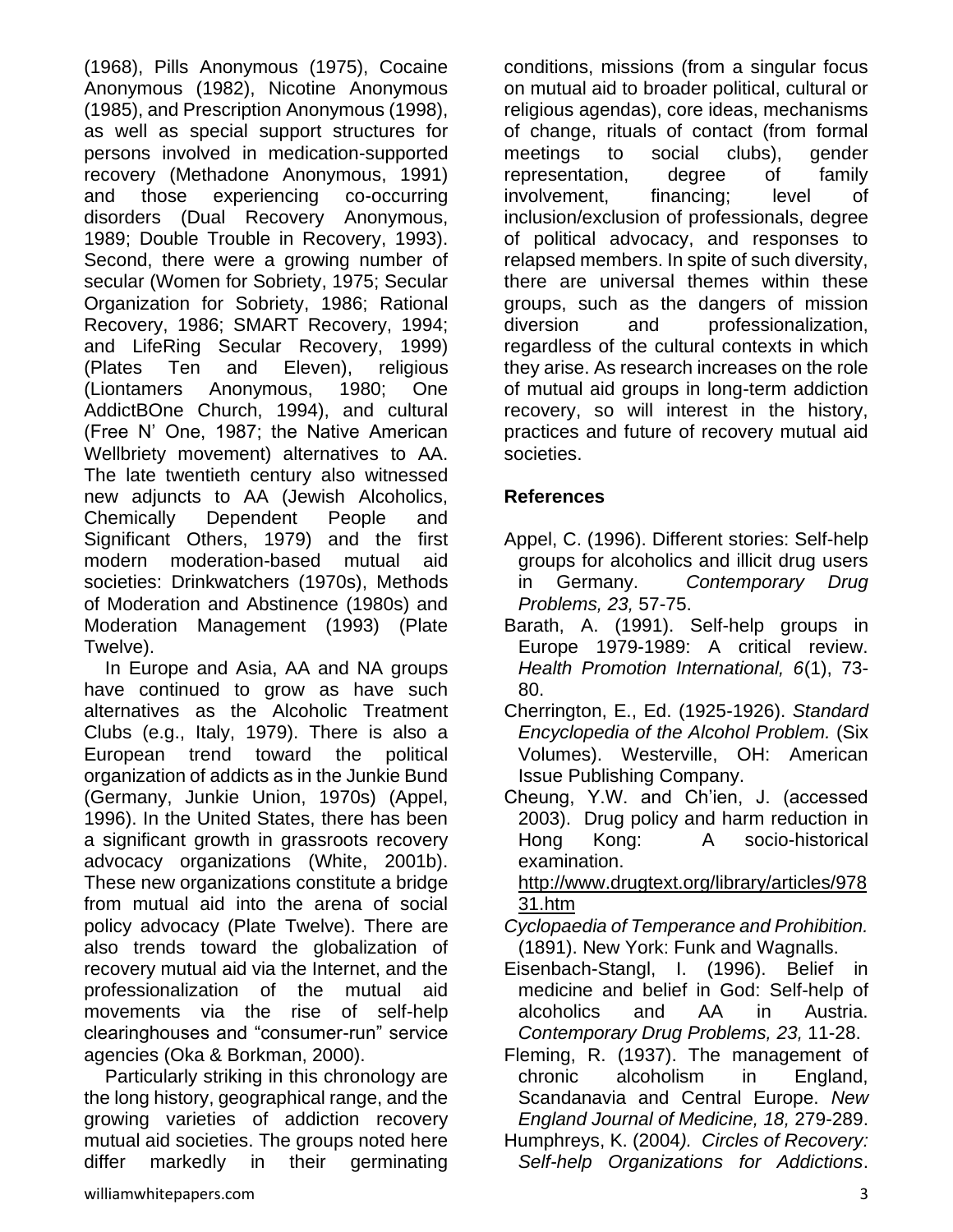(1968), Pills Anonymous (1975), Cocaine Anonymous (1982), Nicotine Anonymous (1985), and Prescription Anonymous (1998), as well as special support structures for persons involved in medication-supported recovery (Methadone Anonymous, 1991) and those experiencing co-occurring disorders (Dual Recovery Anonymous, 1989; Double Trouble in Recovery, 1993). Second, there were a growing number of secular (Women for Sobriety, 1975; Secular Organization for Sobriety, 1986; Rational Recovery, 1986; SMART Recovery, 1994; and LifeRing Secular Recovery, 1999) (Plates Ten and Eleven), religious (Liontamers Anonymous, 1980; One AddictBOne Church, 1994), and cultural (Free N' One, 1987; the Native American Wellbriety movement) alternatives to AA. The late twentieth century also witnessed new adjuncts to AA (Jewish Alcoholics, Chemically Dependent People and Significant Others, 1979) and the first modern moderation-based mutual aid societies: Drinkwatchers (1970s), Methods of Moderation and Abstinence (1980s) and Moderation Management (1993) (Plate Twelve).

In Europe and Asia, AA and NA groups have continued to grow as have such alternatives as the Alcoholic Treatment Clubs (e.g., Italy, 1979). There is also a European trend toward the political organization of addicts as in the Junkie Bund (Germany, Junkie Union, 1970s) (Appel, 1996). In the United States, there has been a significant growth in grassroots recovery advocacy organizations (White, 2001b). These new organizations constitute a bridge from mutual aid into the arena of social policy advocacy (Plate Twelve). There are also trends toward the globalization of recovery mutual aid via the Internet, and the professionalization of the mutual aid movements via the rise of self-help clearinghouses and "consumer-run" service agencies (Oka & Borkman, 2000).

Particularly striking in this chronology are the long history, geographical range, and the growing varieties of addiction recovery mutual aid societies. The groups noted here differ markedly in their germinating conditions, missions (from a singular focus on mutual aid to broader political, cultural or religious agendas), core ideas, mechanisms of change, rituals of contact (from formal meetings to social clubs), gender representation, degree of family involvement, financing; level of inclusion/exclusion of professionals, degree of political advocacy, and responses to relapsed members. In spite of such diversity, there are universal themes within these groups, such as the dangers of mission diversion and professionalization, regardless of the cultural contexts in which they arise. As research increases on the role of mutual aid groups in long-term addiction recovery, so will interest in the history, practices and future of recovery mutual aid societies.

## References

Appel, C. (1996). Different stories: Self-help groups for alcoholics and illicit drug users in Germany. *Contemporary Drug Problems, 23,* 57-75.

Barath, A. (1991). Self-help groups in Europe 1979-1989: A critical review. *Health Promotion International, 6*(1), 73-80.

Cherrington, E., Ed. (1925-1926). *Standard Encyclopedia of the Alcohol Problem.* (Six Volumes). Westerville, OH: American Issue Publishing Company.

Cheung, Y.W. and Ch'ien, J. (accessed 2003). Drug policy and harm reduction in Hong Kong: A socio-historical examination. http://www.drugtext.org/library/articles/97831.htm

*Cyclopaedia of Temperance and Prohibition.* (1891). New York: Funk and Wagnalls.

Eisenbach-Stangl, I. (1996). Belief in medicine and belief in God: Self-help of alcoholics and AA in Austria. *Contemporary Drug Problems, 23,* 11-28.

Fleming, R. (1937). The management of chronic alcoholism in England, Scandanavia and Central Europe. *New England Journal of Medicine, 18,* 279-289.

Humphreys, K. (2004). *Circles of Recovery: Self-help Organizations for Addictions*.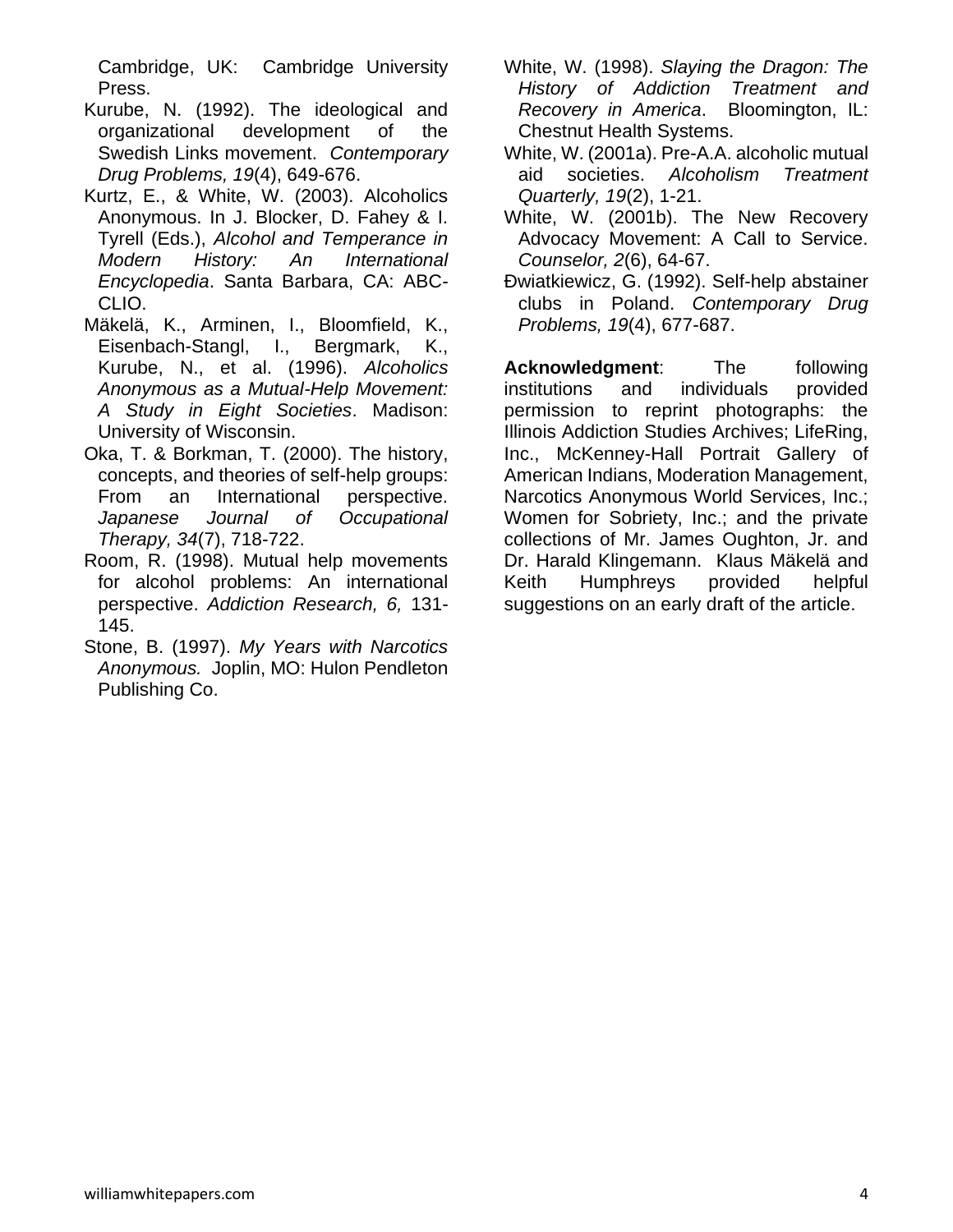Cambridge, UK: Cambridge University Press.

Kurube, N. (1992). The ideological and organizational development of the Swedish Links movement. *Contemporary Drug Problems, 19*(4), 649-676.

Kurtz, E., & White, W. (2003). Alcoholics Anonymous. In J. Blocker, D. Fahey & I. Tyrell (Eds.), *Alcohol and Temperance in Modern History: An International Encyclopedia*. Santa Barbara, CA: ABC-CLIO.

Mäkelä, K., Arminen, I., Bloomfield, K., Eisenbach-Stangl, I., Bergmark, K., Kurube, N., et al. (1996). *Alcoholics Anonymous as a Mutual-Help Movement: A Study in Eight Societies*. Madison: University of Wisconsin.

Oka, T. & Borkman, T. (2000). The history, concepts, and theories of self-help groups: From an International perspective. *Japanese Journal of Occupational Therapy, 34*(7), 718-722.

Room, R. (1998). Mutual help movements for alcohol problems: An international perspective. *Addiction Research, 6,* 131-145.

Stone, B. (1997). *My Years with Narcotics Anonymous.* Joplin, MO: Hulon Pendleton Publishing Co.

White, W. (1998). *Slaying the Dragon: The History of Addiction Treatment and Recovery in America*. Bloomington, IL: Chestnut Health Systems.

White, W. (2001a). Pre-A.A. alcoholic mutual aid societies. *Alcoholism Treatment Quarterly, 19*(2), 1-21.

White, W. (2001b). The New Recovery Advocacy Movement: A Call to Service. *Counselor, 2*(6), 64-67.

Ðwiatkiewicz, G. (1992). Self-help abstainer clubs in Poland. *Contemporary Drug Problems, 19*(4), 677-687.

**Acknowledgment**: The following institutions and individuals provided permission to reprint photographs: the Illinois Addiction Studies Archives; LifeRing, Inc., McKenney-Hall Portrait Gallery of American Indians, Moderation Management, Narcotics Anonymous World Services, Inc.; Women for Sobriety, Inc.; and the private collections of Mr. James Oughton, Jr. and Dr. Harald Klingemann. Klaus Mäkelä and Keith Humphreys provided helpful suggestions on an early draft of the article.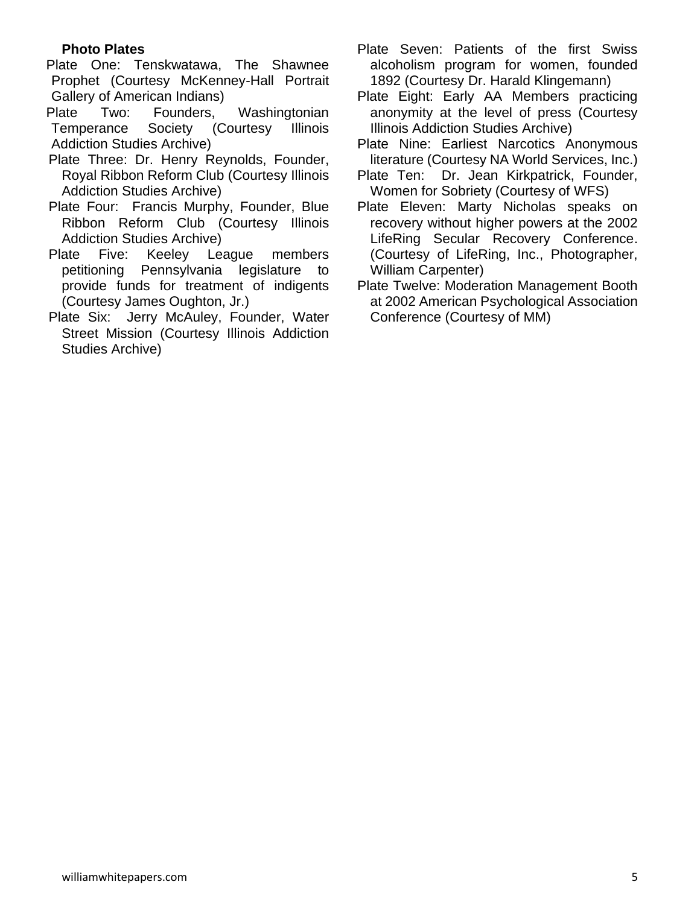**Photo Plates**

Plate One: Tenskwatawa, The Shawnee Prophet (Courtesy McKenney-Hall Portrait Gallery of American Indians)

Plate Two: Founders, Washingtonian Temperance Society (Courtesy Illinois Addiction Studies Archive)

Plate Three: Dr. Henry Reynolds, Founder, Royal Ribbon Reform Club (Courtesy Illinois Addiction Studies Archive)

Plate Four: Francis Murphy, Founder, Blue Ribbon Reform Club (Courtesy Illinois Addiction Studies Archive)

Plate Five: Keeley League members petitioning Pennsylvania legislature to provide funds for treatment of indigents (Courtesy James Oughton, Jr.)

Plate Six: Jerry McAuley, Founder, Water Street Mission (Courtesy Illinois Addiction Studies Archive)

Plate Seven: Patients of the first Swiss alcoholism program for women, founded 1892 (Courtesy Dr. Harald Klingemann)

Plate Eight: Early AA Members practicing anonymity at the level of press (Courtesy Illinois Addiction Studies Archive)

Plate Nine: Earliest Narcotics Anonymous literature (Courtesy NA World Services, Inc.)

Plate Ten: Dr. Jean Kirkpatrick, Founder, Women for Sobriety (Courtesy of WFS)

Plate Eleven: Marty Nicholas speaks on recovery without higher powers at the 2002 LifeRing Secular Recovery Conference. (Courtesy of LifeRing, Inc., Photographer, William Carpenter)

Plate Twelve: Moderation Management Booth at 2002 American Psychological Association Conference (Courtesy of MM)